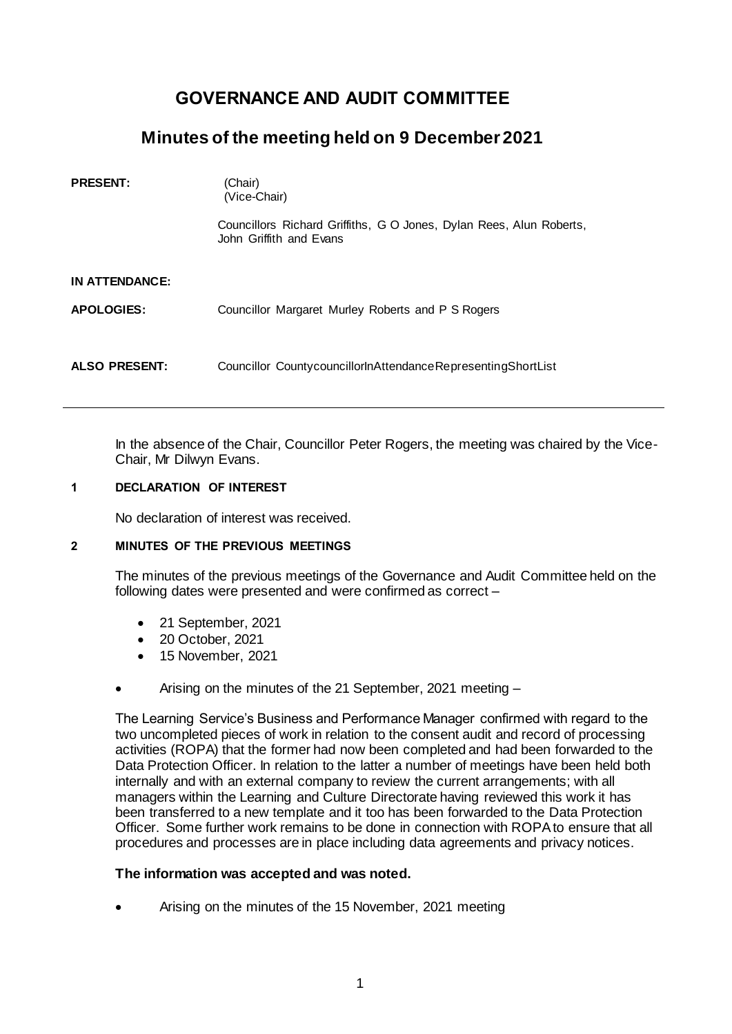# GOVERNANCE AND AUDIT COMMITTEE

## Minutes of the meeting held on 9 December 2021

| | |
|---|---|
| **PRESENT:** | (Chair)<br>(Vice-Chair)<br><br>Councillors Richard Griffiths, G O Jones, Dylan Rees, Alun Roberts, John Griffith and Evans |
| **IN ATTENDANCE:** | |
| **APOLOGIES:** | Councillor Margaret Murley Roberts and P S Rogers |
| **ALSO PRESENT:** | Councillor CountycouncillorInAttendanceRepresentingShortList |

---

In the absence of the Chair, Councillor Peter Rogers, the meeting was chaired by the Vice-Chair, Mr Dilwyn Evans.

### 1 DECLARATION OF INTEREST

No declaration of interest was received.

### 2 MINUTES OF THE PREVIOUS MEETINGS

The minutes of the previous meetings of the Governance and Audit Committee held on the following dates were presented and were confirmed as correct –

- 21 September, 2021
- 20 October, 2021
- 15 November, 2021

- Arising on the minutes of the 21 September, 2021 meeting –

The Learning Service's Business and Performance Manager confirmed with regard to the two uncompleted pieces of work in relation to the consent audit and record of processing activities (ROPA) that the former had now been completed and had been forwarded to the Data Protection Officer. In relation to the latter a number of meetings have been held both internally and with an external company to review the current arrangements; with all managers within the Learning and Culture Directorate having reviewed this work it has been transferred to a new template and it too has been forwarded to the Data Protection Officer. Some further work remains to be done in connection with ROPA to ensure that all procedures and processes are in place including data agreements and privacy notices.

**The information was accepted and was noted.**

- Arising on the minutes of the 15 November, 2021 meeting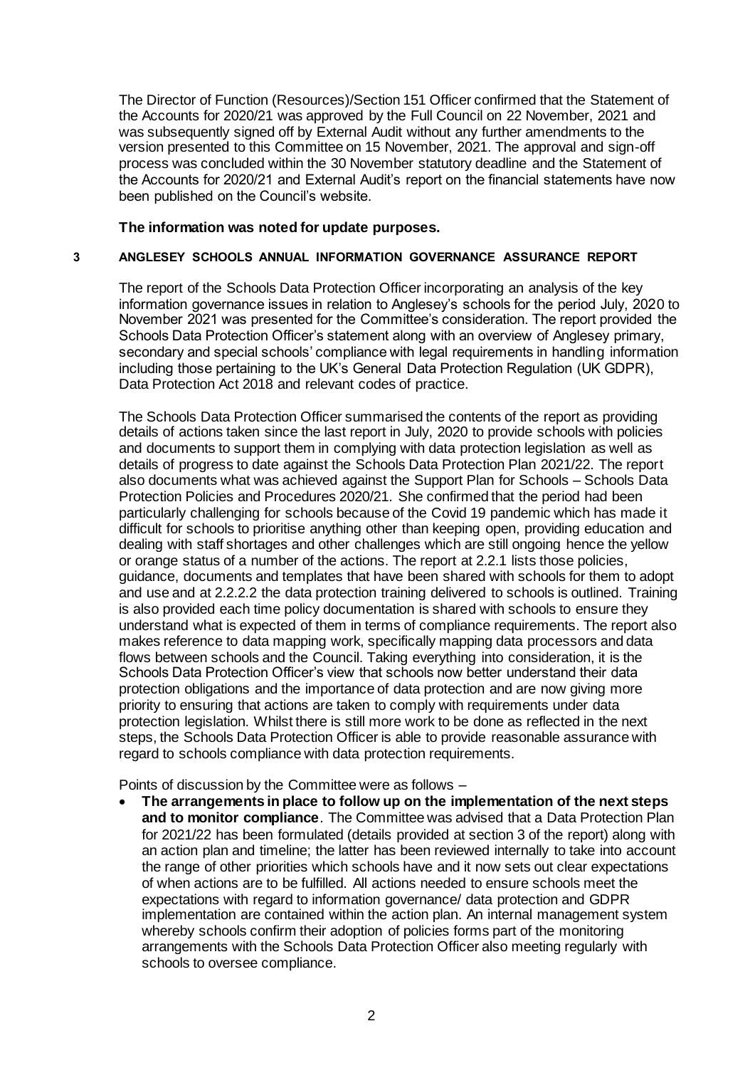The Director of Function (Resources)/Section 151 Officer confirmed that the Statement of the Accounts for 2020/21 was approved by the Full Council on 22 November, 2021 and was subsequently signed off by External Audit without any further amendments to the version presented to this Committee on 15 November, 2021. The approval and sign-off process was concluded within the 30 November statutory deadline and the Statement of the Accounts for 2020/21 and External Audit's report on the financial statements have now been published on the Council's website.

**The information was noted for update purposes.**

## 3 ANGLESEY SCHOOLS ANNUAL INFORMATION GOVERNANCE ASSURANCE REPORT

The report of the Schools Data Protection Officer incorporating an analysis of the key information governance issues in relation to Anglesey's schools for the period July, 2020 to November 2021 was presented for the Committee's consideration. The report provided the Schools Data Protection Officer's statement along with an overview of Anglesey primary, secondary and special schools' compliance with legal requirements in handling information including those pertaining to the UK's General Data Protection Regulation (UK GDPR), Data Protection Act 2018 and relevant codes of practice.

The Schools Data Protection Officer summarised the contents of the report as providing details of actions taken since the last report in July, 2020 to provide schools with policies and documents to support them in complying with data protection legislation as well as details of progress to date against the Schools Data Protection Plan 2021/22. The report also documents what was achieved against the Support Plan for Schools – Schools Data Protection Policies and Procedures 2020/21. She confirmed that the period had been particularly challenging for schools because of the Covid 19 pandemic which has made it difficult for schools to prioritise anything other than keeping open, providing education and dealing with staff shortages and other challenges which are still ongoing hence the yellow or orange status of a number of the actions. The report at 2.2.1 lists those policies, guidance, documents and templates that have been shared with schools for them to adopt and use and at 2.2.2.2 the data protection training delivered to schools is outlined. Training is also provided each time policy documentation is shared with schools to ensure they understand what is expected of them in terms of compliance requirements. The report also makes reference to data mapping work, specifically mapping data processors and data flows between schools and the Council. Taking everything into consideration, it is the Schools Data Protection Officer's view that schools now better understand their data protection obligations and the importance of data protection and are now giving more priority to ensuring that actions are taken to comply with requirements under data protection legislation. Whilst there is still more work to be done as reflected in the next steps, the Schools Data Protection Officer is able to provide reasonable assurance with regard to schools compliance with data protection requirements.

Points of discussion by the Committee were as follows –

- **The arrangements in place to follow up on the implementation of the next steps and to monitor compliance**. The Committee was advised that a Data Protection Plan for 2021/22 has been formulated (details provided at section 3 of the report) along with an action plan and timeline; the latter has been reviewed internally to take into account the range of other priorities which schools have and it now sets out clear expectations of when actions are to be fulfilled. All actions needed to ensure schools meet the expectations with regard to information governance/ data protection and GDPR implementation are contained within the action plan. An internal management system whereby schools confirm their adoption of policies forms part of the monitoring arrangements with the Schools Data Protection Officer also meeting regularly with schools to oversee compliance.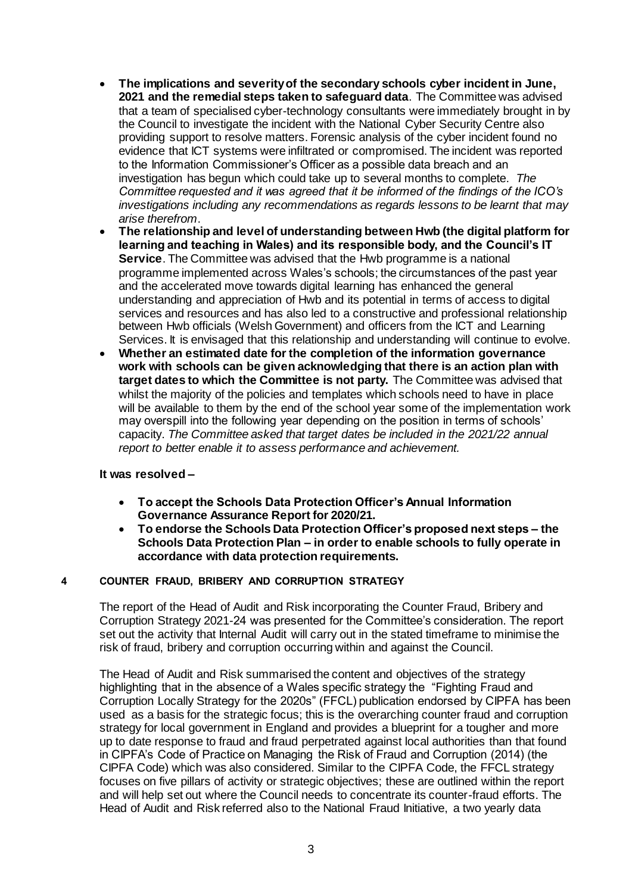- **The implications and severity of the secondary schools cyber incident in June, 2021 and the remedial steps taken to safeguard data**. The Committee was advised that a team of specialised cyber-technology consultants were immediately brought in by the Council to investigate the incident with the National Cyber Security Centre also providing support to resolve matters. Forensic analysis of the cyber incident found no evidence that ICT systems were infiltrated or compromised. The incident was reported to the Information Commissioner's Officer as a possible data breach and an investigation has begun which could take up to several months to complete. *The Committee requested and it was agreed that it be informed of the findings of the ICO's investigations including any recommendations as regards lessons to be learnt that may arise therefrom*.
- **The relationship and level of understanding between Hwb (the digital platform for learning and teaching in Wales) and its responsible body, and the Council's IT Service**. The Committee was advised that the Hwb programme is a national programme implemented across Wales's schools; the circumstances of the past year and the accelerated move towards digital learning has enhanced the general understanding and appreciation of Hwb and its potential in terms of access to digital services and resources and has also led to a constructive and professional relationship between Hwb officials (Welsh Government) and officers from the ICT and Learning Services. It is envisaged that this relationship and understanding will continue to evolve.
- **Whether an estimated date for the completion of the information governance work with schools can be given acknowledging that there is an action plan with target dates to which the Committee is not party.** The Committee was advised that whilst the majority of the policies and templates which schools need to have in place will be available to them by the end of the school year some of the implementation work may overspill into the following year depending on the position in terms of schools' capacity. *The Committee asked that target dates be included in the 2021/22 annual report to better enable it to assess performance and achievement.*

**It was resolved –**

- **To accept the Schools Data Protection Officer's Annual Information Governance Assurance Report for 2020/21.**
- **To endorse the Schools Data Protection Officer's proposed next steps – the Schools Data Protection Plan – in order to enable schools to fully operate in accordance with data protection requirements.**

## 4 COUNTER FRAUD, BRIBERY AND CORRUPTION STRATEGY

The report of the Head of Audit and Risk incorporating the Counter Fraud, Bribery and Corruption Strategy 2021-24 was presented for the Committee's consideration. The report set out the activity that Internal Audit will carry out in the stated timeframe to minimise the risk of fraud, bribery and corruption occurring within and against the Council.

The Head of Audit and Risk summarised the content and objectives of the strategy highlighting that in the absence of a Wales specific strategy the "Fighting Fraud and Corruption Locally Strategy for the 2020s" (FFCL) publication endorsed by CIPFA has been used as a basis for the strategic focus; this is the overarching counter fraud and corruption strategy for local government in England and provides a blueprint for a tougher and more up to date response to fraud and fraud perpetrated against local authorities than that found in CIPFA's Code of Practice on Managing the Risk of Fraud and Corruption (2014) (the CIPFA Code) which was also considered. Similar to the CIPFA Code, the FFCL strategy focuses on five pillars of activity or strategic objectives; these are outlined within the report and will help set out where the Council needs to concentrate its counter-fraud efforts. The Head of Audit and Risk referred also to the National Fraud Initiative, a two yearly data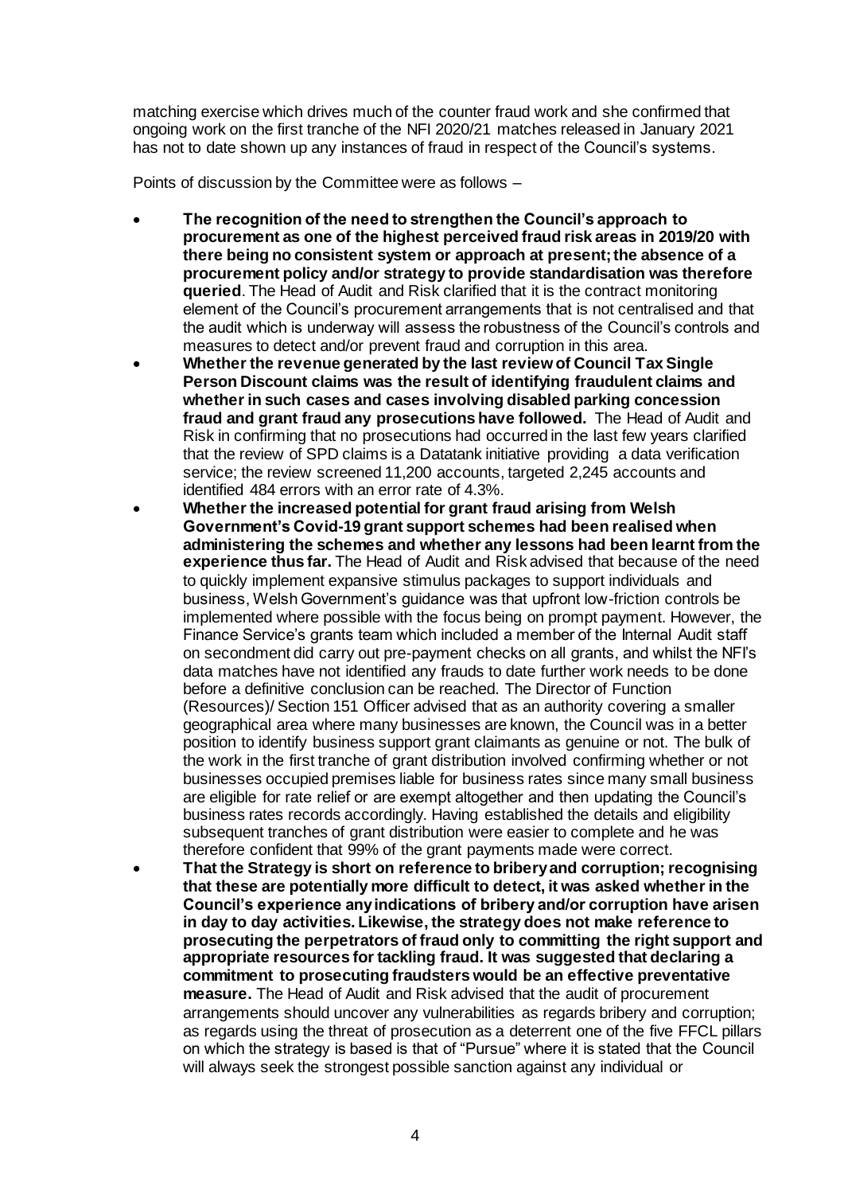matching exercise which drives much of the counter fraud work and she confirmed that ongoing work on the first tranche of the NFI 2020/21 matches released in January 2021 has not to date shown up any instances of fraud in respect of the Council's systems.

Points of discussion by the Committee were as follows –

- **The recognition of the need to strengthen the Council's approach to procurement as one of the highest perceived fraud risk areas in 2019/20 with there being no consistent system or approach at present; the absence of a procurement policy and/or strategy to provide standardisation was therefore queried**. The Head of Audit and Risk clarified that it is the contract monitoring element of the Council's procurement arrangements that is not centralised and that the audit which is underway will assess the robustness of the Council's controls and measures to detect and/or prevent fraud and corruption in this area.
- **Whether the revenue generated by the last review of Council Tax Single Person Discount claims was the result of identifying fraudulent claims and whether in such cases and cases involving disabled parking concession fraud and grant fraud any prosecutions have followed.** The Head of Audit and Risk in confirming that no prosecutions had occurred in the last few years clarified that the review of SPD claims is a Datatank initiative providing a data verification service; the review screened 11,200 accounts, targeted 2,245 accounts and identified 484 errors with an error rate of 4.3%.
- **Whether the increased potential for grant fraud arising from Welsh Government's Covid-19 grant support schemes had been realised when administering the schemes and whether any lessons had been learnt from the experience thus far.** The Head of Audit and Risk advised that because of the need to quickly implement expansive stimulus packages to support individuals and business, Welsh Government's guidance was that upfront low-friction controls be implemented where possible with the focus being on prompt payment. However, the Finance Service's grants team which included a member of the Internal Audit staff on secondment did carry out pre-payment checks on all grants, and whilst the NFI's data matches have not identified any frauds to date further work needs to be done before a definitive conclusion can be reached. The Director of Function (Resources)/ Section 151 Officer advised that as an authority covering a smaller geographical area where many businesses are known, the Council was in a better position to identify business support grant claimants as genuine or not. The bulk of the work in the first tranche of grant distribution involved confirming whether or not businesses occupied premises liable for business rates since many small business are eligible for rate relief or are exempt altogether and then updating the Council's business rates records accordingly. Having established the details and eligibility subsequent tranches of grant distribution were easier to complete and he was therefore confident that 99% of the grant payments made were correct.
- **That the Strategy is short on reference to bribery and corruption; recognising that these are potentially more difficult to detect, it was asked whether in the Council's experience any indications of bribery and/or corruption have arisen in day to day activities. Likewise, the strategy does not make reference to prosecuting the perpetrators of fraud only to committing the right support and appropriate resources for tackling fraud. It was suggested that declaring a commitment to prosecuting fraudsters would be an effective preventative measure.** The Head of Audit and Risk advised that the audit of procurement arrangements should uncover any vulnerabilities as regards bribery and corruption; as regards using the threat of prosecution as a deterrent one of the five FFCL pillars on which the strategy is based is that of "Pursue" where it is stated that the Council will always seek the strongest possible sanction against any individual or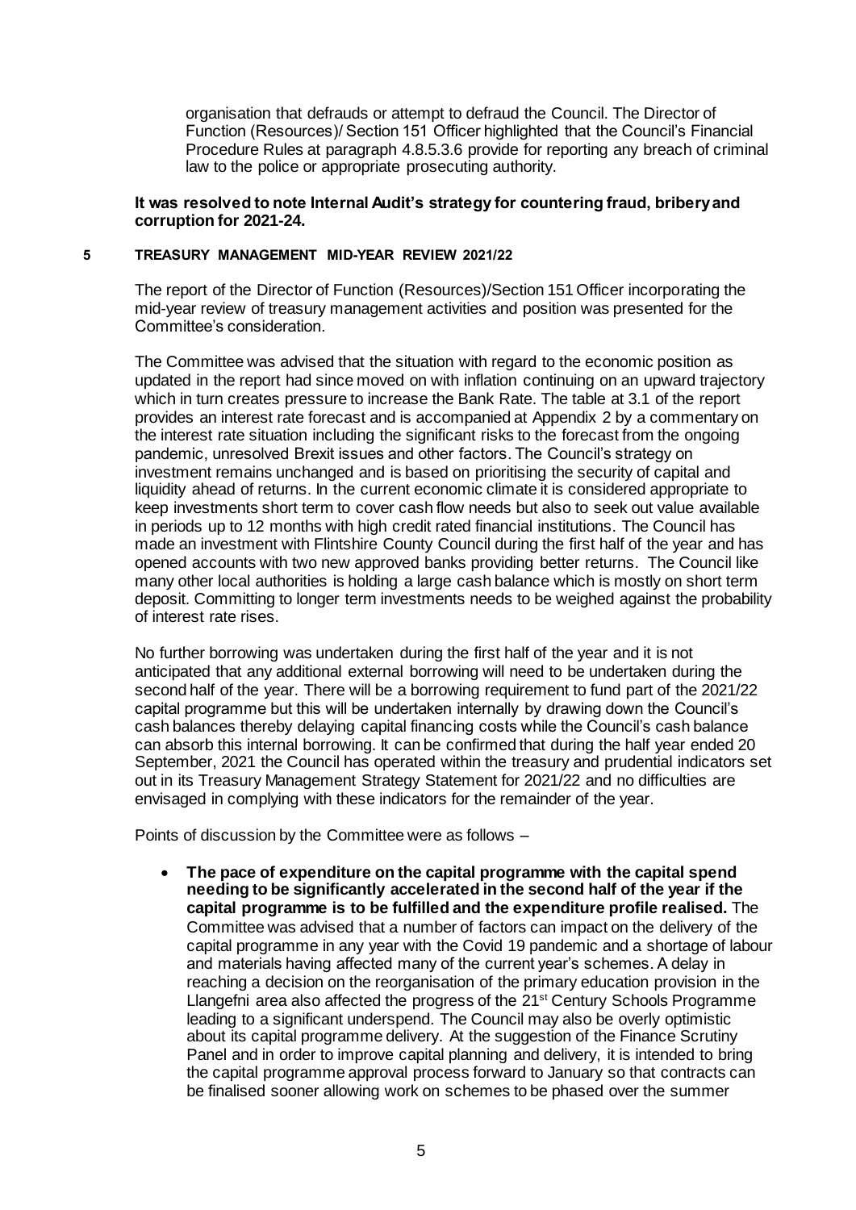organisation that defrauds or attempt to defraud the Council. The Director of Function (Resources)/ Section 151 Officer highlighted that the Council's Financial Procedure Rules at paragraph 4.8.5.3.6 provide for reporting any breach of criminal law to the police or appropriate prosecuting authority.

**It was resolved to note Internal Audit's strategy for countering fraud, bribery and corruption for 2021-24.**

## 5 TREASURY MANAGEMENT MID-YEAR REVIEW 2021/22

The report of the Director of Function (Resources)/Section 151 Officer incorporating the mid-year review of treasury management activities and position was presented for the Committee's consideration.

The Committee was advised that the situation with regard to the economic position as updated in the report had since moved on with inflation continuing on an upward trajectory which in turn creates pressure to increase the Bank Rate. The table at 3.1 of the report provides an interest rate forecast and is accompanied at Appendix 2 by a commentary on the interest rate situation including the significant risks to the forecast from the ongoing pandemic, unresolved Brexit issues and other factors. The Council's strategy on investment remains unchanged and is based on prioritising the security of capital and liquidity ahead of returns. In the current economic climate it is considered appropriate to keep investments short term to cover cash flow needs but also to seek out value available in periods up to 12 months with high credit rated financial institutions. The Council has made an investment with Flintshire County Council during the first half of the year and has opened accounts with two new approved banks providing better returns. The Council like many other local authorities is holding a large cash balance which is mostly on short term deposit. Committing to longer term investments needs to be weighed against the probability of interest rate rises.

No further borrowing was undertaken during the first half of the year and it is not anticipated that any additional external borrowing will need to be undertaken during the second half of the year. There will be a borrowing requirement to fund part of the 2021/22 capital programme but this will be undertaken internally by drawing down the Council's cash balances thereby delaying capital financing costs while the Council's cash balance can absorb this internal borrowing. It can be confirmed that during the half year ended 20 September, 2021 the Council has operated within the treasury and prudential indicators set out in its Treasury Management Strategy Statement for 2021/22 and no difficulties are envisaged in complying with these indicators for the remainder of the year.

Points of discussion by the Committee were as follows –

- **The pace of expenditure on the capital programme with the capital spend needing to be significantly accelerated in the second half of the year if the capital programme is to be fulfilled and the expenditure profile realised.** The Committee was advised that a number of factors can impact on the delivery of the capital programme in any year with the Covid 19 pandemic and a shortage of labour and materials having affected many of the current year's schemes. A delay in reaching a decision on the reorganisation of the primary education provision in the Llangefni area also affected the progress of the 21st Century Schools Programme leading to a significant underspend. The Council may also be overly optimistic about its capital programme delivery. At the suggestion of the Finance Scrutiny Panel and in order to improve capital planning and delivery, it is intended to bring the capital programme approval process forward to January so that contracts can be finalised sooner allowing work on schemes to be phased over the summer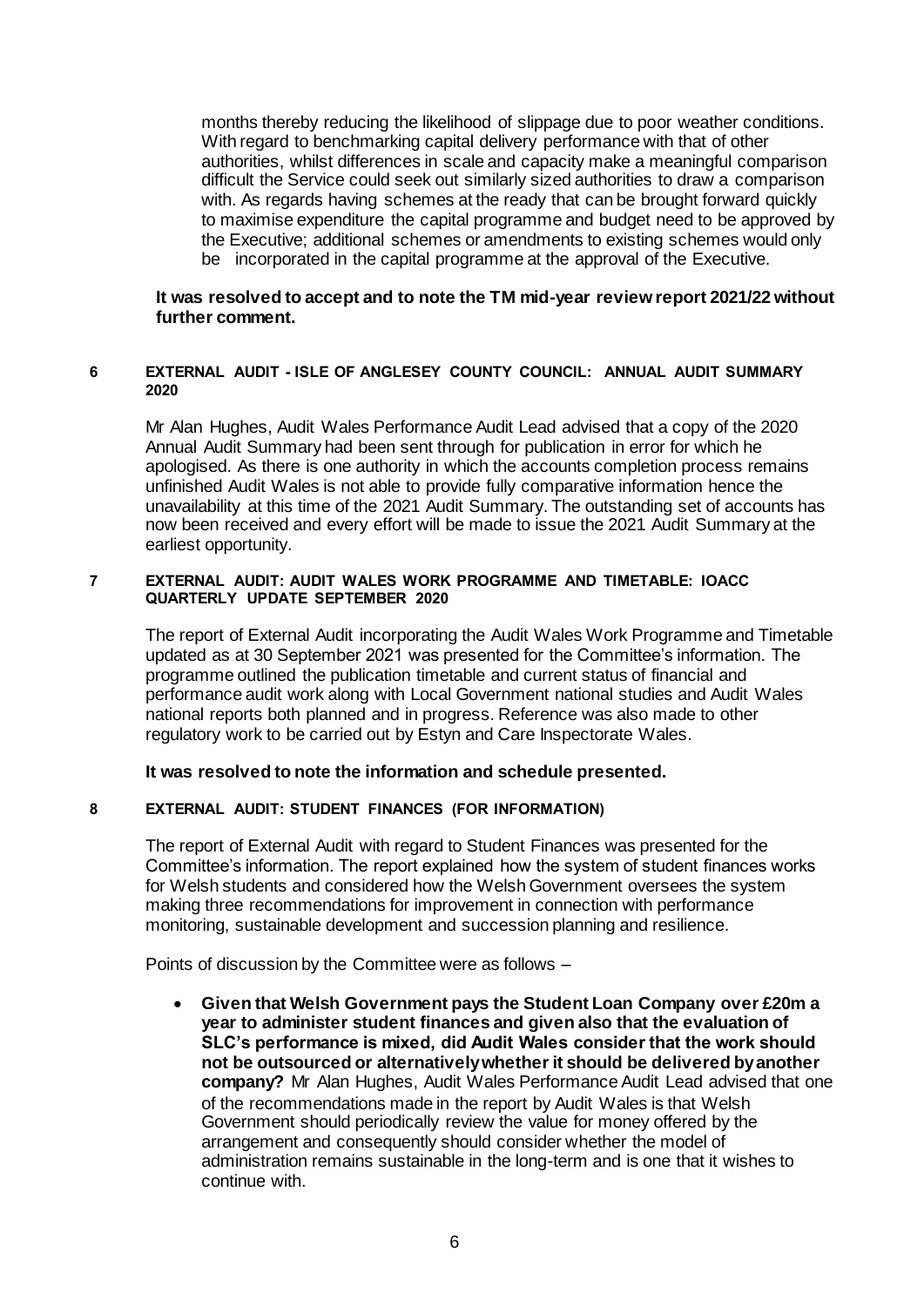months thereby reducing the likelihood of slippage due to poor weather conditions. With regard to benchmarking capital delivery performance with that of other authorities, whilst differences in scale and capacity make a meaningful comparison difficult the Service could seek out similarly sized authorities to draw a comparison with. As regards having schemes at the ready that can be brought forward quickly to maximise expenditure the capital programme and budget need to be approved by the Executive; additional schemes or amendments to existing schemes would only be incorporated in the capital programme at the approval of the Executive.

**It was resolved to accept and to note the TM mid-year review report 2021/22 without further comment.**

**6 EXTERNAL AUDIT - ISLE OF ANGLESEY COUNTY COUNCIL: ANNUAL AUDIT SUMMARY 2020**

Mr Alan Hughes, Audit Wales Performance Audit Lead advised that a copy of the 2020 Annual Audit Summary had been sent through for publication in error for which he apologised. As there is one authority in which the accounts completion process remains unfinished Audit Wales is not able to provide fully comparative information hence the unavailability at this time of the 2021 Audit Summary. The outstanding set of accounts has now been received and every effort will be made to issue the 2021 Audit Summary at the earliest opportunity.

**7 EXTERNAL AUDIT: AUDIT WALES WORK PROGRAMME AND TIMETABLE: IOACC QUARTERLY UPDATE SEPTEMBER 2020**

The report of External Audit incorporating the Audit Wales Work Programme and Timetable updated as at 30 September 2021 was presented for the Committee's information. The programme outlined the publication timetable and current status of financial and performance audit work along with Local Government national studies and Audit Wales national reports both planned and in progress. Reference was also made to other regulatory work to be carried out by Estyn and Care Inspectorate Wales.

**It was resolved to note the information and schedule presented.**

**8 EXTERNAL AUDIT: STUDENT FINANCES (FOR INFORMATION)**

The report of External Audit with regard to Student Finances was presented for the Committee's information. The report explained how the system of student finances works for Welsh students and considered how the Welsh Government oversees the system making three recommendations for improvement in connection with performance monitoring, sustainable development and succession planning and resilience.

Points of discussion by the Committee were as follows –

- **Given that Welsh Government pays the Student Loan Company over £20m a year to administer student finances and given also that the evaluation of SLC's performance is mixed, did Audit Wales consider that the work should not be outsourced or alternatively whether it should be delivered by another company?** Mr Alan Hughes, Audit Wales Performance Audit Lead advised that one of the recommendations made in the report by Audit Wales is that Welsh Government should periodically review the value for money offered by the arrangement and consequently should consider whether the model of administration remains sustainable in the long-term and is one that it wishes to continue with.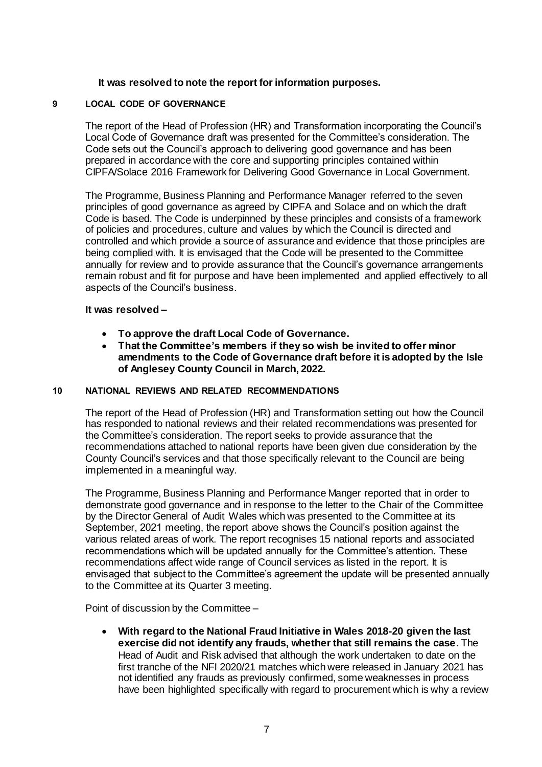**It was resolved to note the report for information purposes.**

## 9 LOCAL CODE OF GOVERNANCE

The report of the Head of Profession (HR) and Transformation incorporating the Council's Local Code of Governance draft was presented for the Committee's consideration. The Code sets out the Council's approach to delivering good governance and has been prepared in accordance with the core and supporting principles contained within CIPFA/Solace 2016 Framework for Delivering Good Governance in Local Government.

The Programme, Business Planning and Performance Manager referred to the seven principles of good governance as agreed by CIPFA and Solace and on which the draft Code is based. The Code is underpinned by these principles and consists of a framework of policies and procedures, culture and values by which the Council is directed and controlled and which provide a source of assurance and evidence that those principles are being complied with. It is envisaged that the Code will be presented to the Committee annually for review and to provide assurance that the Council's governance arrangements remain robust and fit for purpose and have been implemented and applied effectively to all aspects of the Council's business.

**It was resolved –**

- **To approve the draft Local Code of Governance.**
- **That the Committee's members if they so wish be invited to offer minor amendments to the Code of Governance draft before it is adopted by the Isle of Anglesey County Council in March, 2022.**

## 10 NATIONAL REVIEWS AND RELATED RECOMMENDATIONS

The report of the Head of Profession (HR) and Transformation setting out how the Council has responded to national reviews and their related recommendations was presented for the Committee's consideration. The report seeks to provide assurance that the recommendations attached to national reports have been given due consideration by the County Council's services and that those specifically relevant to the Council are being implemented in a meaningful way.

The Programme, Business Planning and Performance Manger reported that in order to demonstrate good governance and in response to the letter to the Chair of the Committee by the Director General of Audit Wales which was presented to the Committee at its September, 2021 meeting, the report above shows the Council's position against the various related areas of work. The report recognises 15 national reports and associated recommendations which will be updated annually for the Committee's attention. These recommendations affect wide range of Council services as listed in the report. It is envisaged that subject to the Committee's agreement the update will be presented annually to the Committee at its Quarter 3 meeting.

Point of discussion by the Committee –

- **With regard to the National Fraud Initiative in Wales 2018-20 given the last exercise did not identify any frauds, whether that still remains the case**. The Head of Audit and Risk advised that although the work undertaken to date on the first tranche of the NFI 2020/21 matches which were released in January 2021 has not identified any frauds as previously confirmed, some weaknesses in process have been highlighted specifically with regard to procurement which is why a review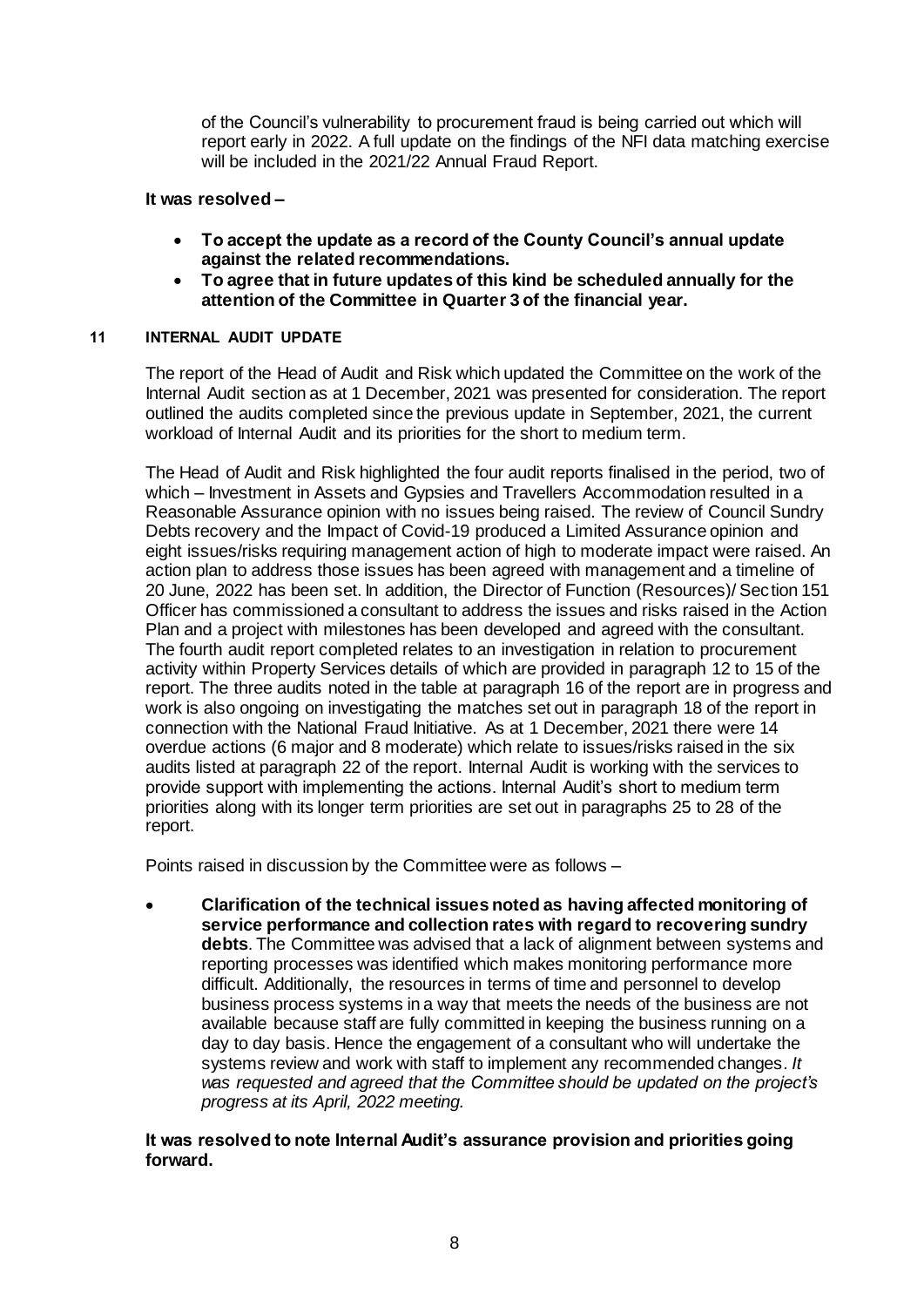of the Council's vulnerability to procurement fraud is being carried out which will report early in 2022. A full update on the findings of the NFI data matching exercise will be included in the 2021/22 Annual Fraud Report.

**It was resolved –**

- **To accept the update as a record of the County Council's annual update against the related recommendations.**
- **To agree that in future updates of this kind be scheduled annually for the attention of the Committee in Quarter 3 of the financial year.**

## 11 INTERNAL AUDIT UPDATE

The report of the Head of Audit and Risk which updated the Committee on the work of the Internal Audit section as at 1 December, 2021 was presented for consideration. The report outlined the audits completed since the previous update in September, 2021, the current workload of Internal Audit and its priorities for the short to medium term.

The Head of Audit and Risk highlighted the four audit reports finalised in the period, two of which – Investment in Assets and Gypsies and Travellers Accommodation resulted in a Reasonable Assurance opinion with no issues being raised. The review of Council Sundry Debts recovery and the Impact of Covid-19 produced a Limited Assurance opinion and eight issues/risks requiring management action of high to moderate impact were raised. An action plan to address those issues has been agreed with management and a timeline of 20 June, 2022 has been set. In addition, the Director of Function (Resources)/ Section 151 Officer has commissioned a consultant to address the issues and risks raised in the Action Plan and a project with milestones has been developed and agreed with the consultant. The fourth audit report completed relates to an investigation in relation to procurement activity within Property Services details of which are provided in paragraph 12 to 15 of the report. The three audits noted in the table at paragraph 16 of the report are in progress and work is also ongoing on investigating the matches set out in paragraph 18 of the report in connection with the National Fraud Initiative. As at 1 December, 2021 there were 14 overdue actions (6 major and 8 moderate) which relate to issues/risks raised in the six audits listed at paragraph 22 of the report. Internal Audit is working with the services to provide support with implementing the actions. Internal Audit's short to medium term priorities along with its longer term priorities are set out in paragraphs 25 to 28 of the report.

Points raised in discussion by the Committee were as follows –

- **Clarification of the technical issues noted as having affected monitoring of service performance and collection rates with regard to recovering sundry debts**. The Committee was advised that a lack of alignment between systems and reporting processes was identified which makes monitoring performance more difficult. Additionally, the resources in terms of time and personnel to develop business process systems in a way that meets the needs of the business are not available because staff are fully committed in keeping the business running on a day to day basis. Hence the engagement of a consultant who will undertake the systems review and work with staff to implement any recommended changes. *It was requested and agreed that the Committee should be updated on the project's progress at its April, 2022 meeting.*

**It was resolved to note Internal Audit's assurance provision and priorities going forward.**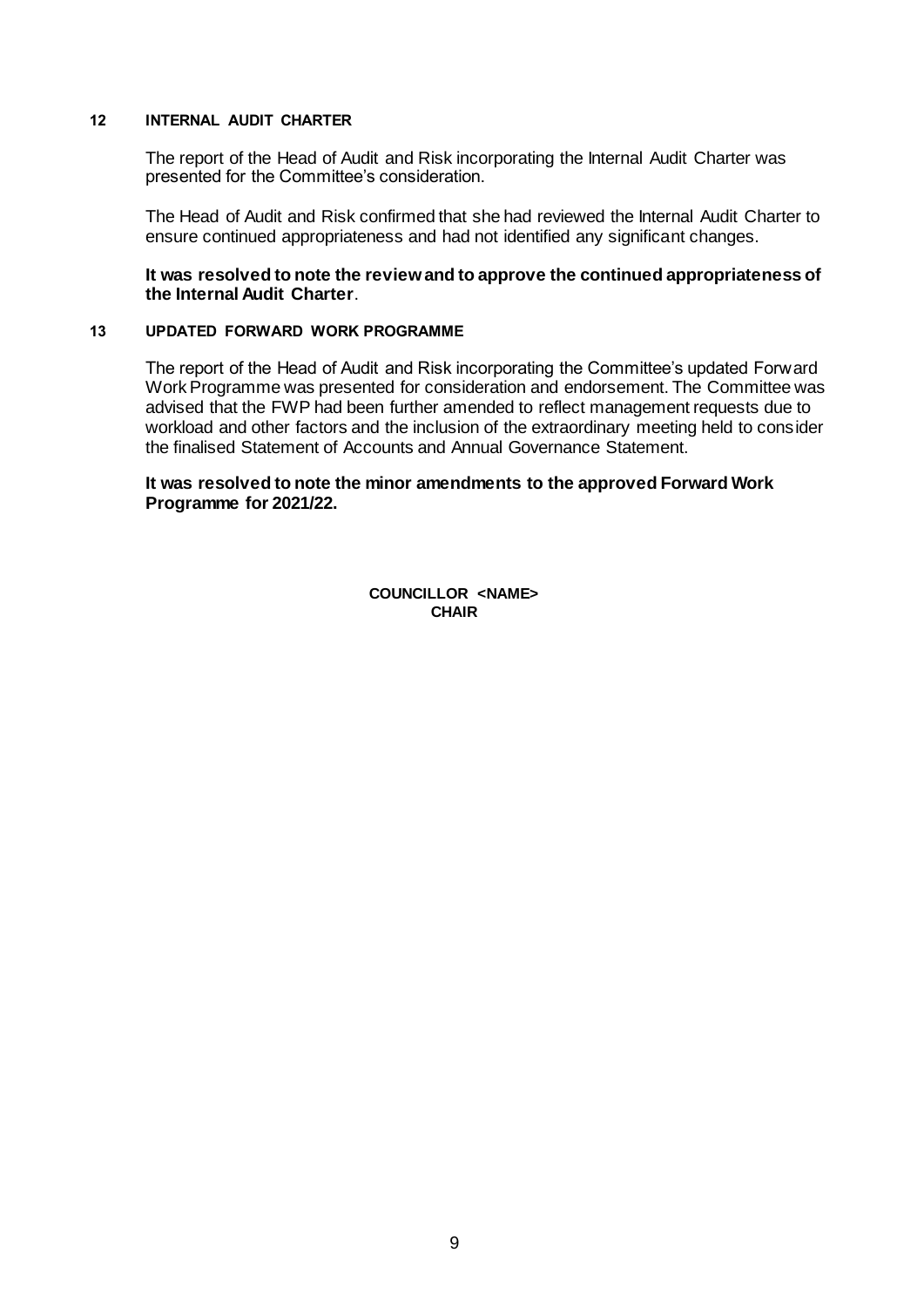## 12 INTERNAL AUDIT CHARTER

The report of the Head of Audit and Risk incorporating the Internal Audit Charter was presented for the Committee's consideration.

The Head of Audit and Risk confirmed that she had reviewed the Internal Audit Charter to ensure continued appropriateness and had not identified any significant changes.

**It was resolved to note the review and to approve the continued appropriateness of the Internal Audit Charter**.

## 13 UPDATED FORWARD WORK PROGRAMME

The report of the Head of Audit and Risk incorporating the Committee's updated Forward Work Programme was presented for consideration and endorsement. The Committee was advised that the FWP had been further amended to reflect management requests due to workload and other factors and the inclusion of the extraordinary meeting held to consider the finalised Statement of Accounts and Annual Governance Statement.

**It was resolved to note the minor amendments to the approved Forward Work Programme for 2021/22.**

**COUNCILLOR <NAME>**
**CHAIR**